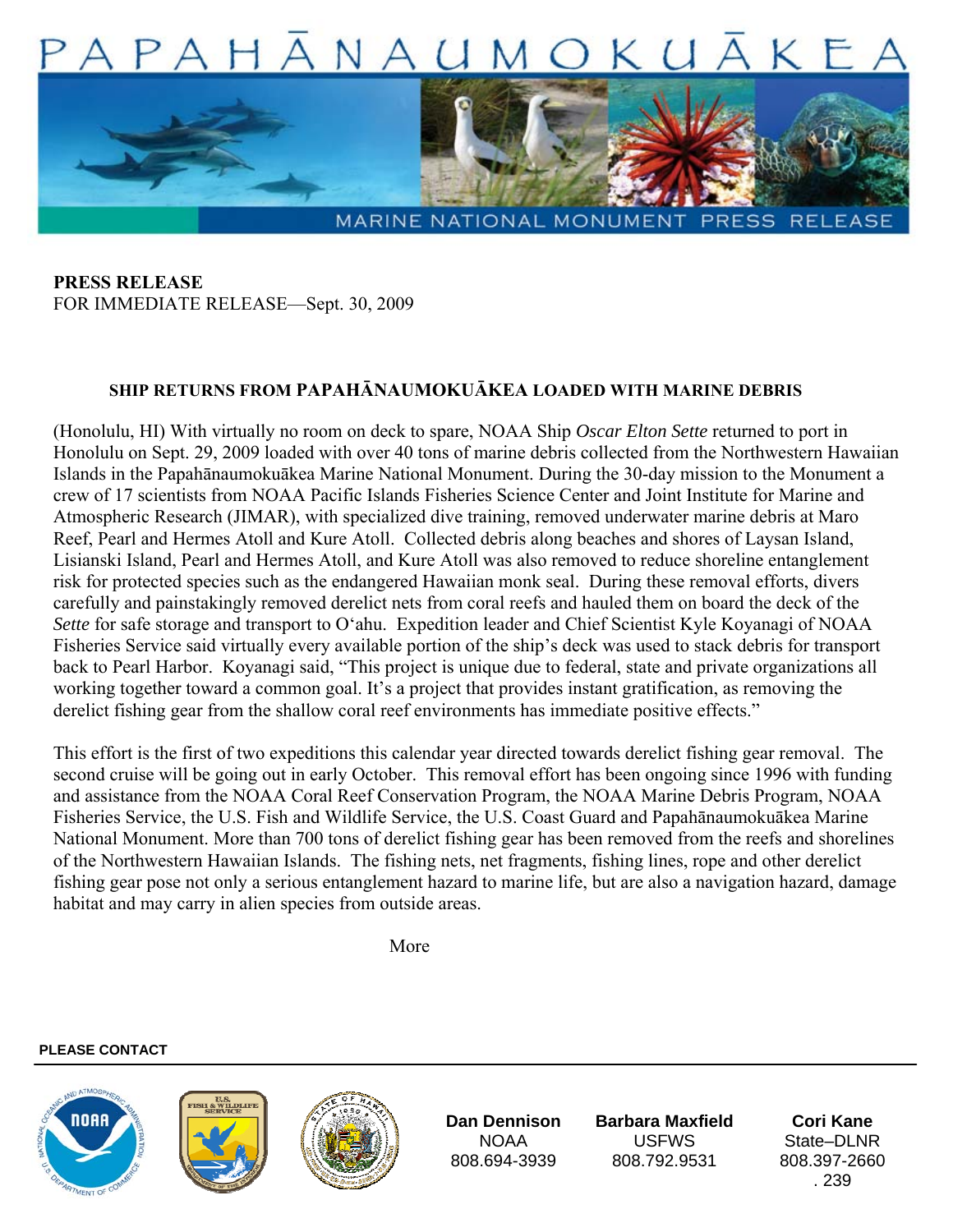# PAPAHĀNAUMOKUĀKEA

MARINE NATIONAL MONUMENT PRESS RELEASE

**PRESS RELEASE**
FOR IMMEDIATE RELEASE—Sept. 30, 2009

## SHIP RETURNS FROM PAPAHĀNAUMOKUĀKEA LOADED WITH MARINE DEBRIS

(Honolulu, HI) With virtually no room on deck to spare, NOAA Ship *Oscar Elton Sette* returned to port in Honolulu on Sept. 29, 2009 loaded with over 40 tons of marine debris collected from the Northwestern Hawaiian Islands in the Papahānaumokuākea Marine National Monument. During the 30-day mission to the Monument a crew of 17 scientists from NOAA Pacific Islands Fisheries Science Center and Joint Institute for Marine and Atmospheric Research (JIMAR), with specialized dive training, removed underwater marine debris at Maro Reef, Pearl and Hermes Atoll and Kure Atoll. Collected debris along beaches and shores of Laysan Island, Lisianski Island, Pearl and Hermes Atoll, and Kure Atoll was also removed to reduce shoreline entanglement risk for protected species such as the endangered Hawaiian monk seal. During these removal efforts, divers carefully and painstakingly removed derelict nets from coral reefs and hauled them on board the deck of the *Sette* for safe storage and transport to Oʻahu. Expedition leader and Chief Scientist Kyle Koyanagi of NOAA Fisheries Service said virtually every available portion of the ship's deck was used to stack debris for transport back to Pearl Harbor. Koyanagi said, "This project is unique due to federal, state and private organizations all working together toward a common goal. It's a project that provides instant gratification, as removing the derelict fishing gear from the shallow coral reef environments has immediate positive effects."

This effort is the first of two expeditions this calendar year directed towards derelict fishing gear removal. The second cruise will be going out in early October. This removal effort has been ongoing since 1996 with funding and assistance from the NOAA Coral Reef Conservation Program, the NOAA Marine Debris Program, NOAA Fisheries Service, the U.S. Fish and Wildlife Service, the U.S. Coast Guard and Papahānaumokuākea Marine National Monument. More than 700 tons of derelict fishing gear has been removed from the reefs and shorelines of the Northwestern Hawaiian Islands. The fishing nets, net fragments, fishing lines, rope and other derelict fishing gear pose not only a serious entanglement hazard to marine life, but are also a navigation hazard, damage habitat and may carry in alien species from outside areas.

More

**PLEASE CONTACT**

| Dan Dennison | Barbara Maxfield | Cori Kane |
|---|---|---|
| NOAA | USFWS | State–DLNR |
| 808.694-3939 | 808.792.9531 | 808.397-2660 . 239 |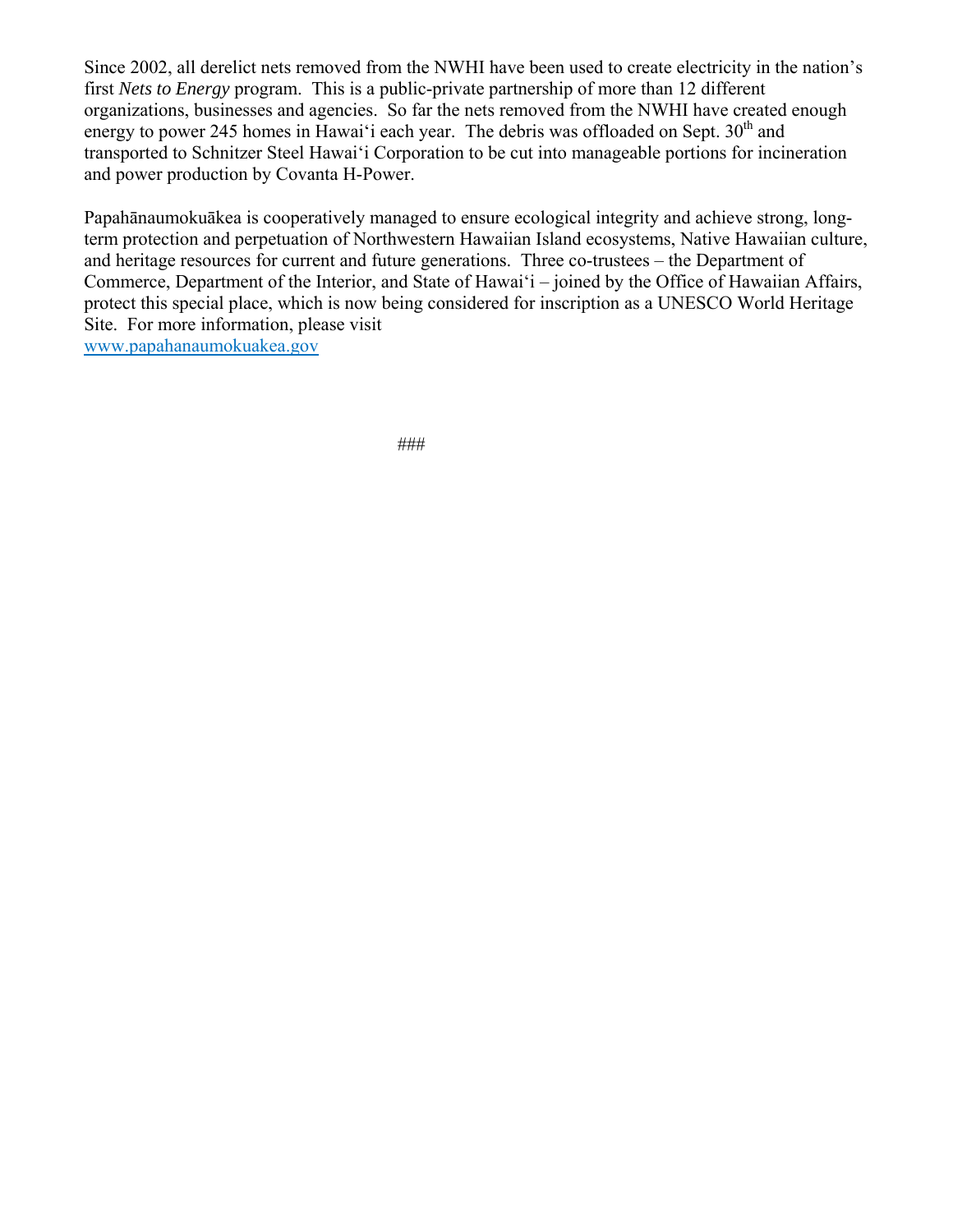Since 2002, all derelict nets removed from the NWHI have been used to create electricity in the nation's first *Nets to Energy* program. This is a public-private partnership of more than 12 different organizations, businesses and agencies. So far the nets removed from the NWHI have created enough energy to power 245 homes in Hawai'i each year. The debris was offloaded on Sept. 30th and transported to Schnitzer Steel Hawai'i Corporation to be cut into manageable portions for incineration and power production by Covanta H-Power.

Papahānaumokuākea is cooperatively managed to ensure ecological integrity and achieve strong, long-term protection and perpetuation of Northwestern Hawaiian Island ecosystems, Native Hawaiian culture, and heritage resources for current and future generations. Three co-trustees – the Department of Commerce, Department of the Interior, and State of Hawai'i – joined by the Office of Hawaiian Affairs, protect this special place, which is now being considered for inscription as a UNESCO World Heritage Site. For more information, please visit [www.papahanaumokuakea.gov](http://www.papahanaumokuakea.gov)

###